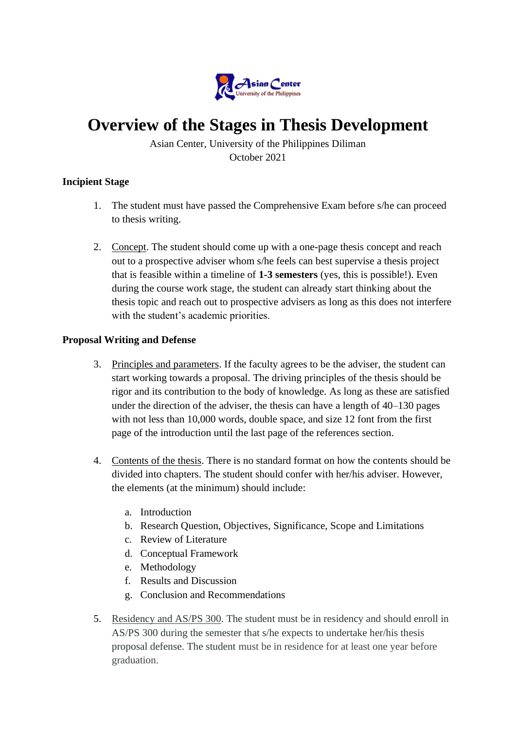# Overview of the Stages in Thesis Development

Asian Center, University of the Philippines Diliman
October 2021

**Incipient Stage**

1. The student must have passed the Comprehensive Exam before s/he can proceed to thesis writing.

2. Concept. The student should come up with a one-page thesis concept and reach out to a prospective adviser whom s/he feels can best supervise a thesis project that is feasible within a timeline of **1-3 semesters** (yes, this is possible!). Even during the course work stage, the student can already start thinking about the thesis topic and reach out to prospective advisers as long as this does not interfere with the student's academic priorities.

**Proposal Writing and Defense**

3. Principles and parameters. If the faculty agrees to be the adviser, the student can start working towards a proposal. The driving principles of the thesis should be rigor and its contribution to the body of knowledge. As long as these are satisfied under the direction of the adviser, the thesis can have a length of 40–130 pages with not less than 10,000 words, double space, and size 12 font from the first page of the introduction until the last page of the references section.

4. Contents of the thesis. There is no standard format on how the contents should be divided into chapters. The student should confer with her/his adviser. However, the elements (at the minimum) should include:

   a. Introduction
   b. Research Question, Objectives, Significance, Scope and Limitations
   c. Review of Literature
   d. Conceptual Framework
   e. Methodology
   f. Results and Discussion
   g. Conclusion and Recommendations

5. Residency and AS/PS 300. The student must be in residency and should enroll in AS/PS 300 during the semester that s/he expects to undertake her/his thesis proposal defense. The student must be in residence for at least one year before graduation.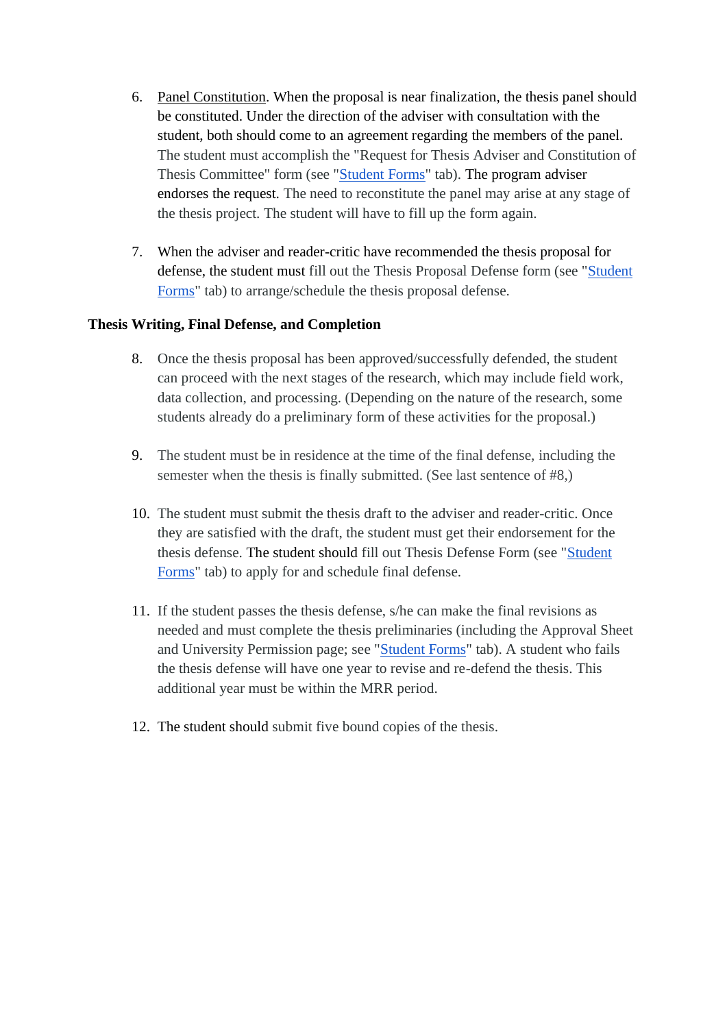6. Panel Constitution. When the proposal is near finalization, the thesis panel should be constituted. Under the direction of the adviser with consultation with the student, both should come to an agreement regarding the members of the panel. The student must accomplish the "Request for Thesis Adviser and Constitution of Thesis Committee" form (see "Student Forms" tab). The program adviser endorses the request. The need to reconstitute the panel may arise at any stage of the thesis project. The student will have to fill up the form again.

7. When the adviser and reader-critic have recommended the thesis proposal for defense, the student must fill out the Thesis Proposal Defense form (see "Student Forms" tab) to arrange/schedule the thesis proposal defense.

**Thesis Writing, Final Defense, and Completion**

8. Once the thesis proposal has been approved/successfully defended, the student can proceed with the next stages of the research, which may include field work, data collection, and processing. (Depending on the nature of the research, some students already do a preliminary form of these activities for the proposal.)

9. The student must be in residence at the time of the final defense, including the semester when the thesis is finally submitted. (See last sentence of #8,)

10. The student must submit the thesis draft to the adviser and reader-critic. Once they are satisfied with the draft, the student must get their endorsement for the thesis defense. The student should fill out Thesis Defense Form (see "Student Forms" tab) to apply for and schedule final defense.

11. If the student passes the thesis defense, s/he can make the final revisions as needed and must complete the thesis preliminaries (including the Approval Sheet and University Permission page; see "Student Forms" tab). A student who fails the thesis defense will have one year to revise and re-defend the thesis. This additional year must be within the MRR period.

12. The student should submit five bound copies of the thesis.